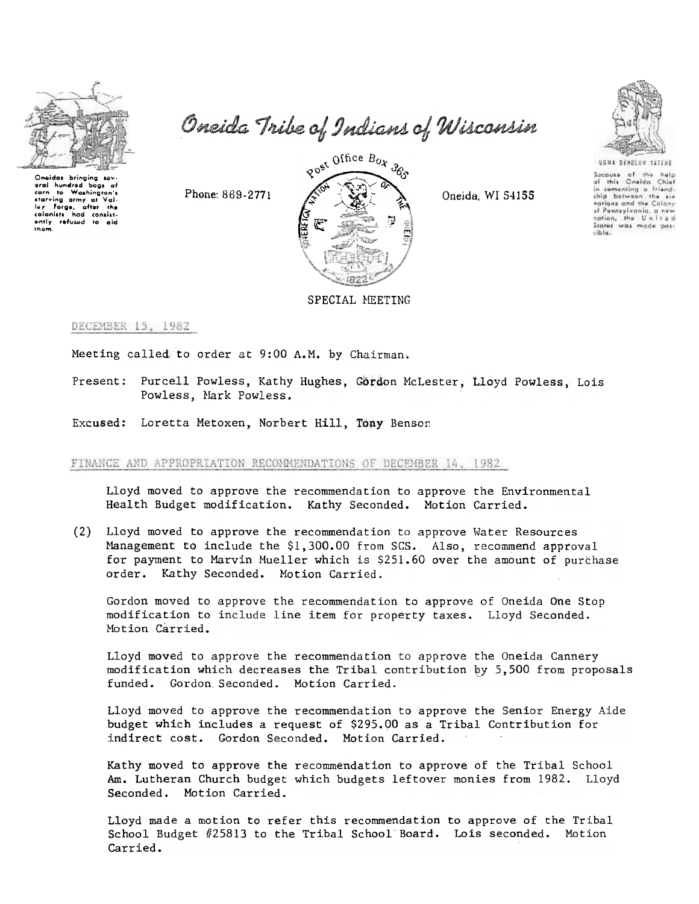# Oneida Tribe of Indians of Wisconsin

Oneidas bringing several hundred bags of corn to Washington's starving army at Valley Forge, after the colonists had consistently refused to aid them.

Phone: 869-2771

Post Office Box 365

Oneida, WI 54155

UGWA DEHOLUH YATEHE

Because of the help of this Oneida Chief in cementing a friendship between the six nations and the Colony of Pennsylvania, a new nation, the United States was made possible.

SPECIAL MEETING

DECEMBER 15, 1982

Meeting called to order at 9:00 A.M. by Chairman.

Present: Purcell Powless, Kathy Hughes, Gordon McLester, Lloyd Powless, Lois Powless, Mark Powless.

Excused: Loretta Metoxen, Norbert Hill, Tony Benson

FINANCE AND APPROPRIATION RECOMMENDATIONS OF DECEMBER 14, 1982

Lloyd moved to approve the recommendation to approve the Environmental Health Budget modification. Kathy Seconded. Motion Carried.

(2) Lloyd moved to approve the recommendation to approve Water Resources Management to include the $1,300.00 from SCS. Also, recommend approval for payment to Marvin Mueller which is $251.60 over the amount of purchase order. Kathy Seconded. Motion Carried.

Gordon moved to approve the recommendation to approve of Oneida One Stop modification to include line item for property taxes. Lloyd Seconded. Motion Carried.

Lloyd moved to approve the recommendation to approve the Oneida Cannery modification which decreases the Tribal contribution by 5,500 from proposals funded. Gordon Seconded. Motion Carried.

Lloyd moved to approve the recommendation to approve the Senior Energy Aide budget which includes a request of $295.00 as a Tribal Contribution for indirect cost. Gordon Seconded. Motion Carried.

Kathy moved to approve the recommendation to approve of the Tribal School Am. Lutheran Church budget which budgets leftover monies from 1982. Lloyd Seconded. Motion Carried.

Lloyd made a motion to refer this recommendation to approve of the Tribal School Budget #25813 to the Tribal School Board. Lois seconded. Motion Carried.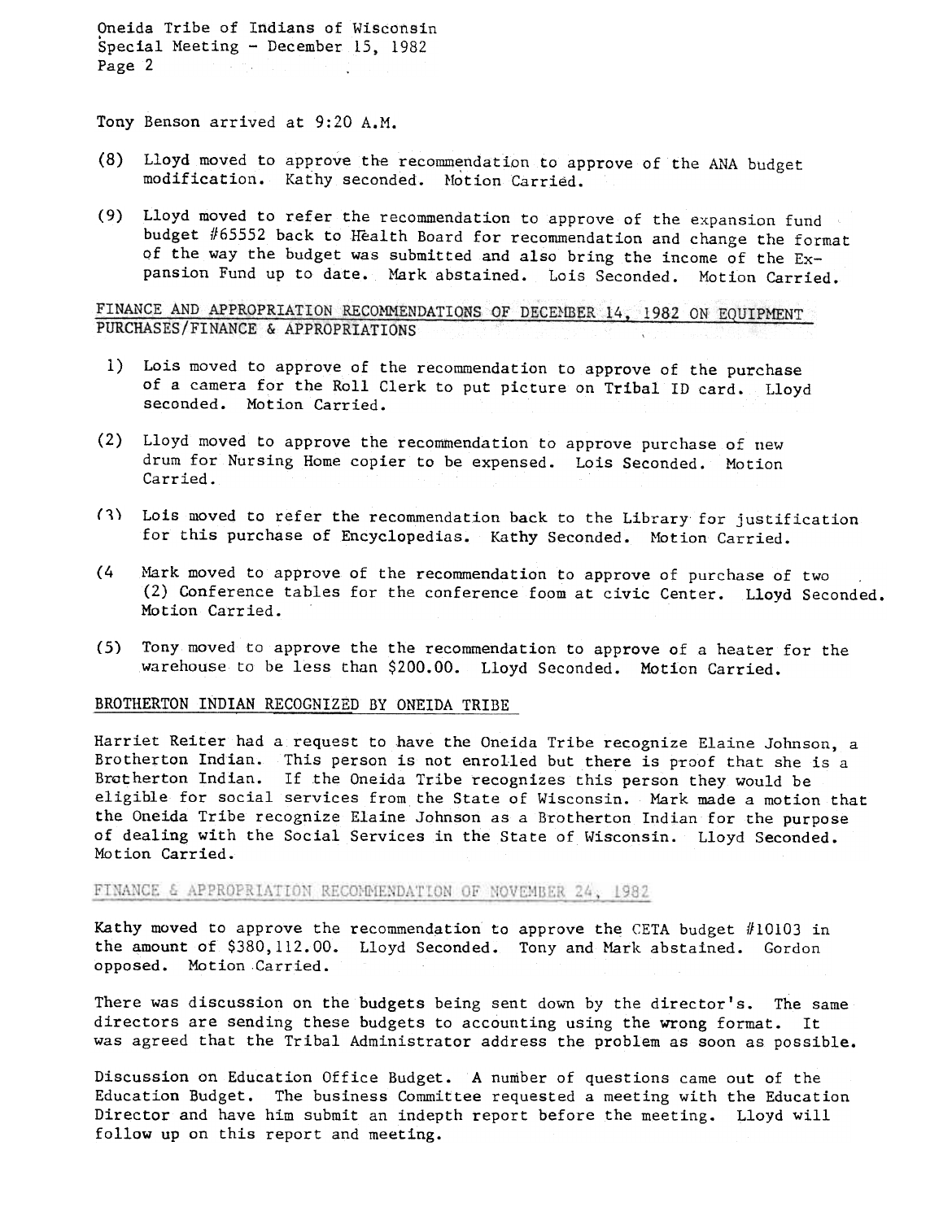Tony Benson arrived at 9:20 A.M.

(8) Lloyd moved to approve the recommendation to approve of the ANA budget modification. Kathy seconded. Motion Carried.

(9) Lloyd moved to refer the recommendation to approve of the expansion fund budget #65552 back to Health Board for recommendation and change the format of the way the budget was submitted and also bring the income of the Expansion Fund up to date. Mark abstained. Lois Seconded. Motion Carried.

## FINANCE AND APPROPRIATION RECOMMENDATIONS OF DECEMBER 14, 1982 ON EQUIPMENT PURCHASES/FINANCE & APPROPRIATIONS

1) Lois moved to approve of the recommendation to approve of the purchase of a camera for the Roll Clerk to put picture on Tribal ID card. Lloyd seconded. Motion Carried.

(2) Lloyd moved to approve the recommendation to approve purchase of new drum for Nursing Home copier to be expensed. Lois Seconded. Motion Carried.

(3) Lois moved to refer the recommendation back to the Library for justification for this purchase of Encyclopedias. Kathy Seconded. Motion Carried.

(4 Mark moved to approve of the recommendation to approve of purchase of two (2) Conference tables for the conference foom at civic Center. Lloyd Seconded. Motion Carried.

(5) Tony moved to approve the the recommendation to approve of a heater for the warehouse to be less than $200.00. Lloyd Seconded. Motion Carried.

## BROTHERTON INDIAN RECOGNIZED BY ONEIDA TRIBE

Harriet Reiter had a request to have the Oneida Tribe recognize Elaine Johnson, a Brotherton Indian. This person is not enrolled but there is proof that she is a Brotherton Indian. If the Oneida Tribe recognizes this person they would be eligible for social services from the State of Wisconsin. Mark made a motion that the Oneida Tribe recognize Elaine Johnson as a Brotherton Indian for the purpose of dealing with the Social Services in the State of Wisconsin. Lloyd Seconded. Motion Carried.

## FINANCE & APPROPRIATION RECOMMENDATION OF NOVEMBER 24, 1982

Kathy moved to approve the recommendation to approve the CETA budget #10103 in the amount of $380,112.00. Lloyd Seconded. Tony and Mark abstained. Gordon opposed. Motion Carried.

There was discussion on the budgets being sent down by the director's. The same directors are sending these budgets to accounting using the wrong format. It was agreed that the Tribal Administrator address the problem as soon as possible.

Discussion on Education Office Budget. A number of questions came out of the Education Budget. The business Committee requested a meeting with the Education Director and have him submit an indepth report before the meeting. Lloyd will follow up on this report and meeting.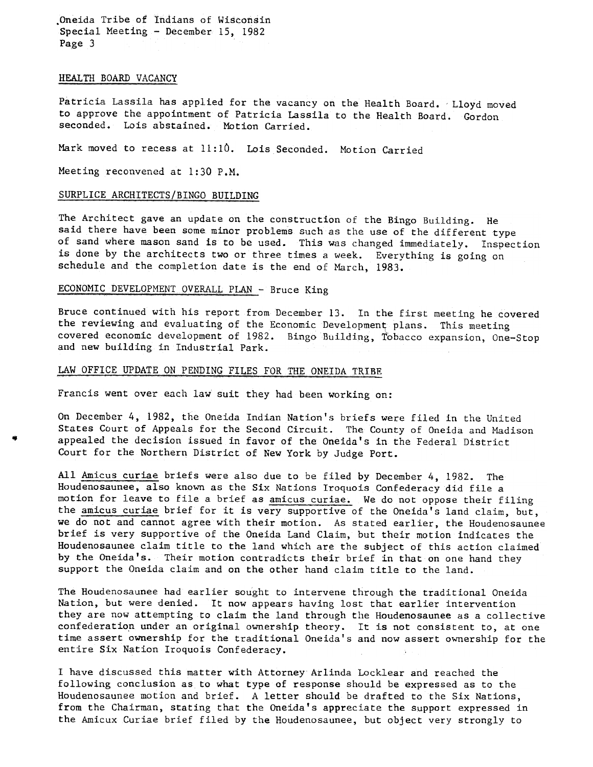## HEALTH BOARD VACANCY

Patricia Lassila has applied for the vacancy on the Health Board. Lloyd moved to approve the appointment of Patricia Lassila to the Health Board. Gordon seconded. Lois abstained. Motion Carried.

Mark moved to recess at 11:10. Lois Seconded. Motion Carried

Meeting reconvened at 1:30 P.M.

## SURPLICE ARCHITECTS/BINGO BUILDING

The Architect gave an update on the construction of the Bingo Building. He said there have been some minor problems such as the use of the different type of sand where mason sand is to be used. This was changed immediately. Inspection is done by the architects two or three times a week. Everything is going on schedule and the completion date is the end of March, 1983.

## ECONOMIC DEVELOPMENT OVERALL PLAN - Bruce King

Bruce continued with his report from December 13. In the first meeting he covered the reviewing and evaluating of the Economic Development plans. This meeting covered economic development of 1982. Bingo Building, Tobacco expansion, One-Stop and new building in Industrial Park.

## LAW OFFICE UPDATE ON PENDING FILES FOR THE ONEIDA TRIBE

Francis went over each law suit they had been working on:

On December 4, 1982, the Oneida Indian Nation's briefs were filed in the United States Court of Appeals for the Second Circuit. The County of Oneida and Madison appealed the decision issued in favor of the Oneida's in the Federal District Court for the Northern District of New York by Judge Port.

All Amicus curiae briefs were also due to be filed by December 4, 1982. The Houdenosaunee, also known as the Six Nations Iroquois Confederacy did file a motion for leave to file a brief as amicus curiae. We do not oppose their filing the amicus curiae brief for it is very supportive of the Oneida's land claim, but, we do not and cannot agree with their motion. As stated earlier, the Houdenosaunee brief is very supportive of the Oneida Land Claim, but their motion indicates the Houdenosaunee claim title to the land which are the subject of this action claimed by the Oneida's. Their motion contradicts their brief in that on one hand they support the Oneida claim and on the other hand claim title to the land.

The Houdenosaunee had earlier sought to intervene through the traditional Oneida Nation, but were denied. It now appears having lost that earlier intervention they are now attempting to claim the land through the Houdenosaunee as a collective confederation under an original ownership theory. It is not consistent to, at one time assert ownership for the traditional Oneida's and now assert ownership for the entire Six Nation Iroquois Confederacy.

I have discussed this matter with Attorney Arlinda Locklear and reached the following conclusion as to what type of response should be expressed as to the Houdenosaunee motion and brief. A letter should be drafted to the Six Nations, from the Chairman, stating that the Oneida's appreciate the support expressed in the Amicux Curiae brief filed by the Houdenosaunee, but object very strongly to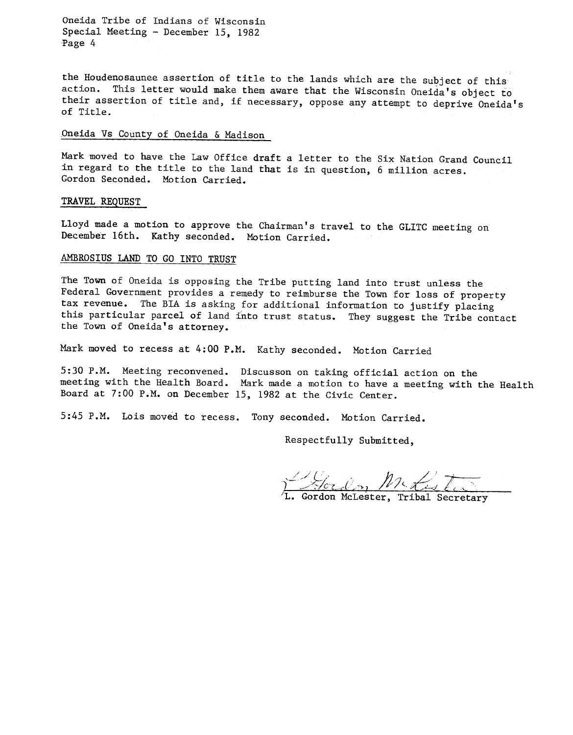the Houdenosaunee assertion of title to the lands which are the subject of this action. This letter would make them aware that the Wisconsin Oneida's object to their assertion of title and, if necessary, oppose any attempt to deprive Oneida's of Title.

Oneida Vs County of Oneida & Madison

Mark moved to have the Law Office draft a letter to the Six Nation Grand Council in regard to the title to the land that is in question, 6 million acres. Gordon Seconded. Motion Carried.

TRAVEL REQUEST

Lloyd made a motion to approve the Chairman's travel to the GLITC meeting on December 16th. Kathy seconded. Motion Carried.

AMBROSIUS LAND TO GO INTO TRUST

The Town of Oneida is opposing the Tribe putting land into trust unless the Federal Government provides a remedy to reimburse the Town for loss of property tax revenue. The BIA is asking for additional information to justify placing this particular parcel of land into trust status. They suggest the Tribe contact the Town of Oneida's attorney.

Mark moved to recess at 4:00 P.M. Kathy seconded. Motion Carried

5:30 P.M. Meeting reconvened. Discusson on taking official action on the meeting with the Health Board. Mark made a motion to have a meeting with the Health Board at 7:00 P.M. on December 15, 1982 at the Civic Center.

5:45 P.M. Lois moved to recess. Tony seconded. Motion Carried.

Respectfully Submitted,

L. Gordon McLester, Tribal Secretary